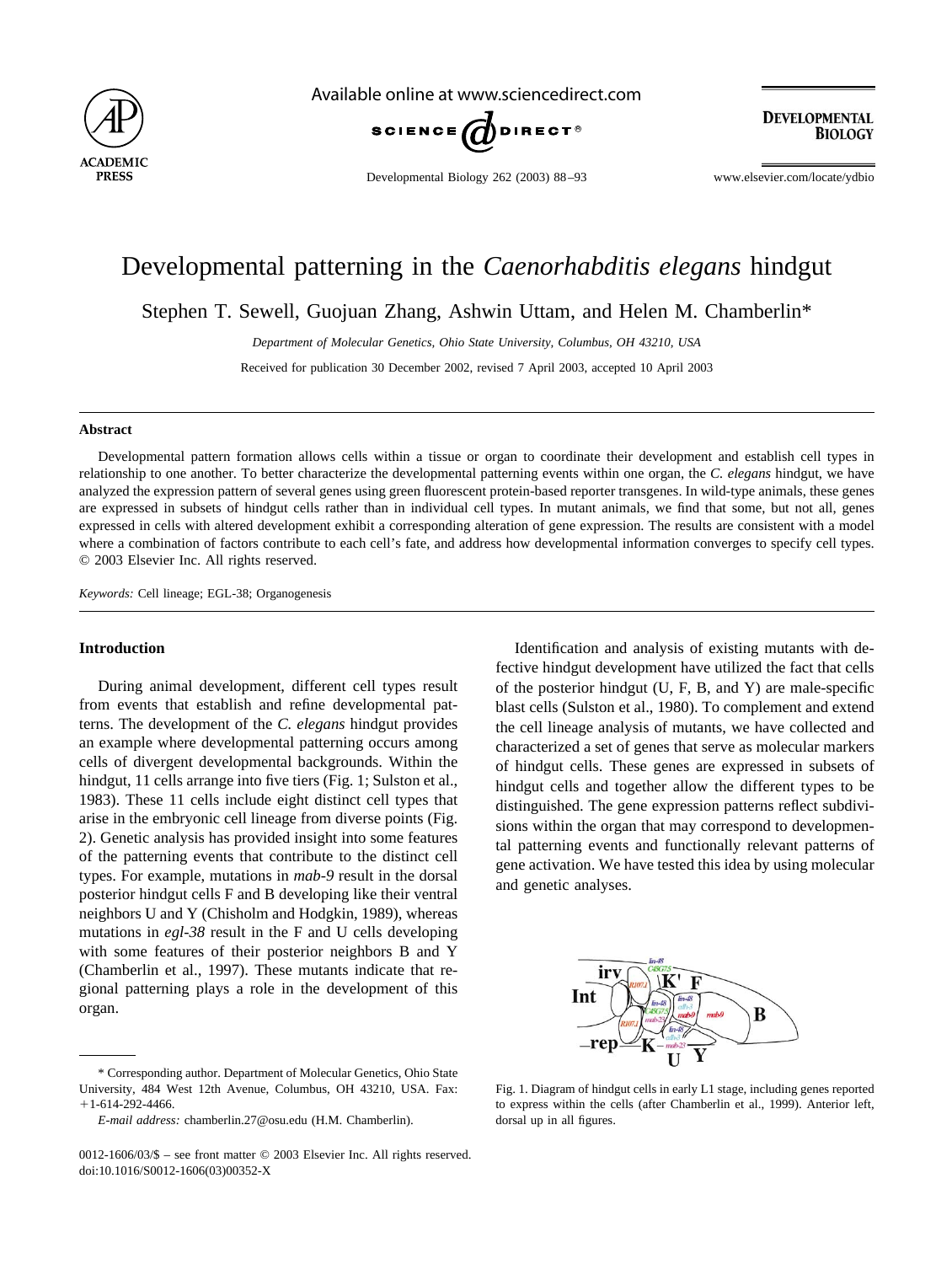# Developmental patterning in the *Caenorhabditis elegans* hindgut

Stephen T. Sewell, Guojuan Zhang, Ashwin Uttam, and Helen M. Chamberlin*

*Department of Molecular Genetics, Ohio State University, Columbus, OH 43210, USA*

Received for publication 30 December 2002, revised 7 April 2003, accepted 10 April 2003

## Abstract

Developmental pattern formation allows cells within a tissue or organ to coordinate their development and establish cell types in relationship to one another. To better characterize the developmental patterning events within one organ, the *C. elegans* hindgut, we have analyzed the expression pattern of several genes using green fluorescent protein-based reporter transgenes. In wild-type animals, these genes are expressed in subsets of hindgut cells rather than in individual cell types. In mutant animals, we find that some, but not all, genes expressed in cells with altered development exhibit a corresponding alteration of gene expression. The results are consistent with a model where a combination of factors contribute to each cell's fate, and address how developmental information converges to specify cell types.
© 2003 Elsevier Inc. All rights reserved.

*Keywords:* Cell lineage; EGL-38; Organogenesis

## Introduction

During animal development, different cell types result from events that establish and refine developmental patterns. The development of the *C. elegans* hindgut provides an example where developmental patterning occurs among cells of divergent developmental backgrounds. Within the hindgut, 11 cells arrange into five tiers (Fig. 1; Sulston et al., 1983). These 11 cells include eight distinct cell types that arise in the embryonic cell lineage from diverse points (Fig. 2). Genetic analysis has provided insight into some features of the patterning events that contribute to the distinct cell types. For example, mutations in *mab-9* result in the dorsal posterior hindgut cells F and B developing like their ventral neighbors U and Y (Chisholm and Hodgkin, 1989), whereas mutations in *egl-38* result in the F and U cells developing with some features of their posterior neighbors B and Y (Chamberlin et al., 1997). These mutants indicate that regional patterning plays a role in the development of this organ.

Identification and analysis of existing mutants with defective hindgut development have utilized the fact that cells of the posterior hindgut (U, F, B, and Y) are male-specific blast cells (Sulston et al., 1980). To complement and extend the cell lineage analysis of mutants, we have collected and characterized a set of genes that serve as molecular markers of hindgut cells. These genes are expressed in subsets of hindgut cells and together allow the different types to be distinguished. The gene expression patterns reflect subdivisions within the organ that may correspond to developmental patterning events and functionally relevant patterns of gene activation. We have tested this idea by using molecular and genetic analyses.

Fig. 1. Diagram of hindgut cells in early L1 stage, including genes reported to express within the cells (after Chamberlin et al., 1999). Anterior left, dorsal up in all figures.

\* Corresponding author. Department of Molecular Genetics, Ohio State University, 484 West 12th Avenue, Columbus, OH 43210, USA. Fax: +1-614-292-4466.

*E-mail address:* chamberlin.27@osu.edu (H.M. Chamberlin).

0012-1606/03/$ – see front matter © 2003 Elsevier Inc. All rights reserved.
doi:10.1016/S0012-1606(03)00352-X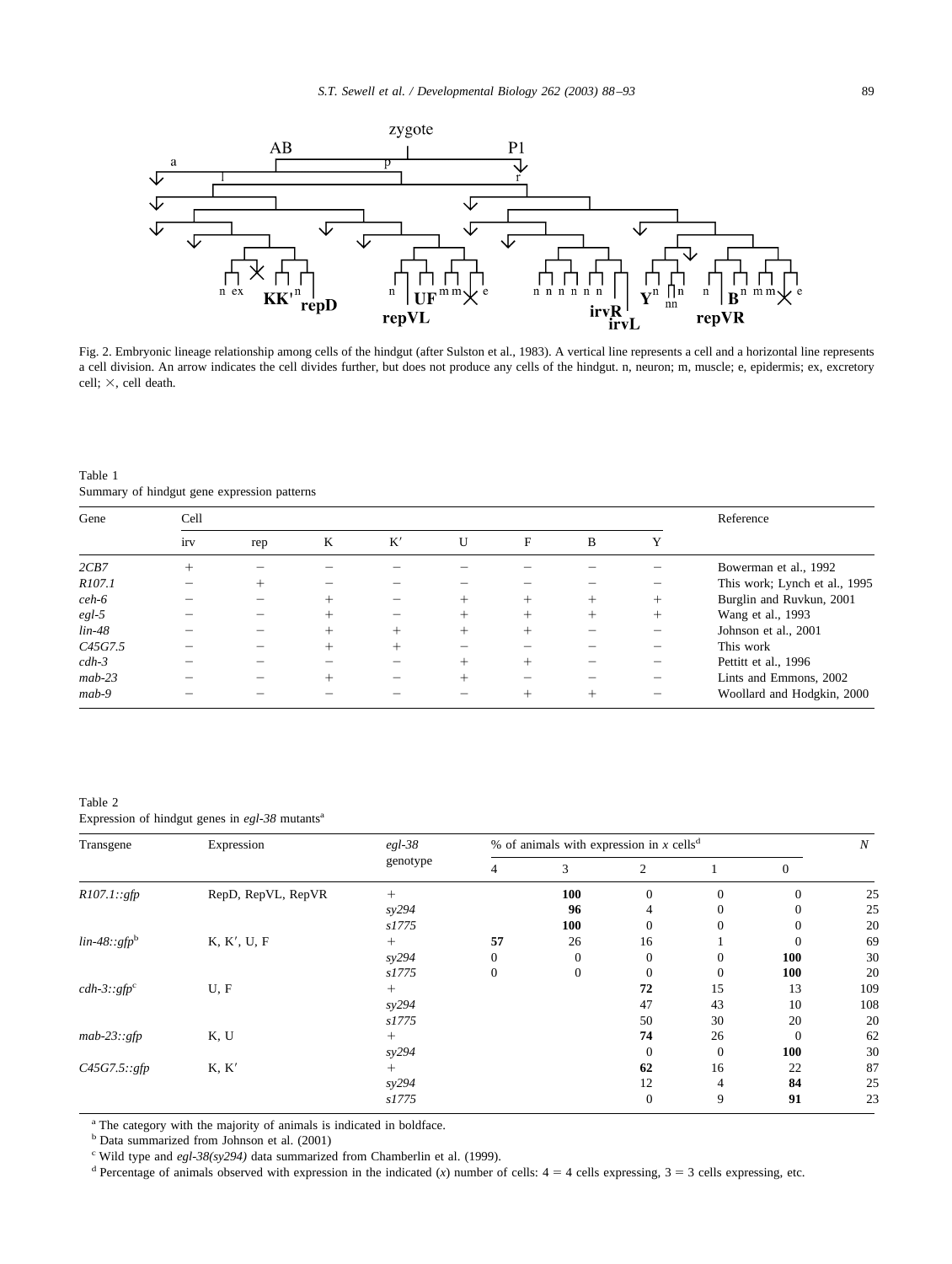Fig. 2. Embryonic lineage relationship among cells of the hindgut (after Sulston et al., 1983). A vertical line represents a cell and a horizontal line represents a cell division. An arrow indicates the cell divides further, but does not produce any cells of the hindgut. n, neuron; m, muscle; e, epidermis; ex, excretory cell; ×, cell death.

Table 1
Summary of hindgut gene expression patterns

| Gene | Cell | | | | | | | | Reference |
|---|---|---|---|---|---|---|---|---|---|
| | irv | rep | K | K′ | U | F | B | Y | |
| *2CB7* | + | − | − | − | − | − | − | − | Bowerman et al., 1992 |
| *R107.1* | − | + | − | − | − | − | − | − | This work; Lynch et al., 1995 |
| *ceh-6* | − | − | + | − | + | + | + | + | Burglin and Ruvkun, 2001 |
| *egl-5* | − | − | + | − | + | + | + | + | Wang et al., 1993 |
| *lin-48* | − | − | + | + | + | + | − | − | Johnson et al., 2001 |
| *C45G7.5* | − | − | + | + | − | − | − | − | This work |
| *cdh-3* | − | − | − | − | + | + | − | − | Pettitt et al., 1996 |
| *mab-23* | − | − | + | − | + | − | − | − | Lints and Emmons, 2002 |
| *mab-9* | − | − | − | − | − | + | + | − | Woollard and Hodgkin, 2000 |

Table 2
Expression of hindgut genes in *egl-38* mutants[a]

| Transgene | Expression | *egl-38* genotype | % of animals with expression in *x* cells[d] | | | | | *N* |
|---|---|---|---|---|---|---|---|---|
| | | | 4 | 3 | 2 | 1 | 0 | |
| *R107.1::gfp* | RepD, RepVL, RepVR | + | | **100** | 0 | 0 | 0 | 25 |
| | | *sy294* | | **96** | 4 | 0 | 0 | 25 |
| | | *s1775* | | **100** | 0 | 0 | 0 | 20 |
| *lin-48::gfp*[b] | K, K′, U, F | + | **57** | 26 | 16 | 1 | 0 | 69 |
| | | *sy294* | 0 | 0 | 0 | 0 | **100** | 30 |
| | | *s1775* | 0 | 0 | 0 | 0 | **100** | 20 |
| *cdh-3::gfp*[c] | U, F | + | | | **72** | 15 | 13 | 109 |
| | | *sy294* | | | 47 | 43 | 10 | 108 |
| | | *s1775* | | | 50 | 30 | 20 | 20 |
| *mab-23::gfp* | K, U | + | | | **74** | 26 | 0 | 62 |
| | | *sy294* | | | 0 | 0 | **100** | 30 |
| *C45G7.5::gfp* | K, K′ | + | | | **62** | 16 | 22 | 87 |
| | | *sy294* | | | 12 | 4 | **84** | 25 |
| | | *s1775* | | | 0 | 9 | **91** | 23 |

[a] The category with the majority of animals is indicated in boldface.
[b] Data summarized from Johnson et al. (2001)
[c] Wild type and *egl-38(sy294)* data summarized from Chamberlin et al. (1999).
[d] Percentage of animals observed with expression in the indicated (*x*) number of cells: 4 = 4 cells expressing, 3 = 3 cells expressing, etc.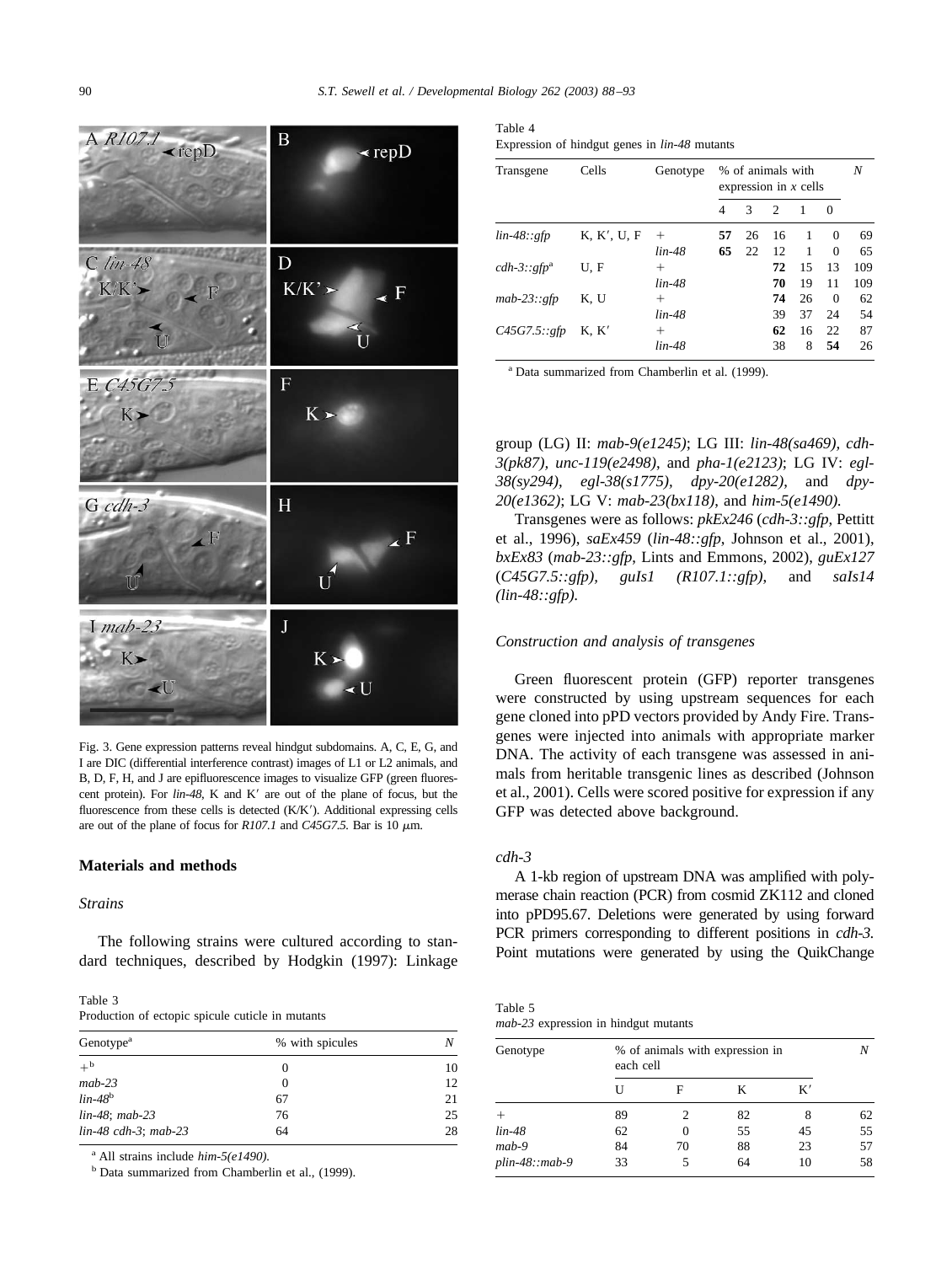Fig. 3. Gene expression patterns reveal hindgut subdomains. A, C, E, G, and I are DIC (differential interference contrast) images of L1 or L2 animals, and B, D, F, H, and J are epifluorescence images to visualize GFP (green fluorescent protein). For *lin-48*, K and K′ are out of the plane of focus, but the fluorescence from these cells is detected (K/K′). Additional expressing cells are out of the plane of focus for *R107.1* and *C45G7.5*. Bar is 10 μm.

## Materials and methods

### Strains

The following strains were cultured according to standard techniques, described by Hodgkin (1997): Linkage group (LG) II: *mab-9(e1245)*; LG III: *lin-48(sa469)*, *cdh-3(pk87)*, *unc-119(e2498)*, and *pha-1(e2123)*; LG IV: *egl-38(sy294)*, *egl-38(s1775)*, *dpy-20(e1282)*, and *dpy-20(e1362)*; LG V: *mab-23(bx118)*, and *him-5(e1490)*.

Transgenes were as follows: *pkEx246* (*cdh-3::gfp*, Pettitt et al., 1996), *saEx459* (*lin-48::gfp*, Johnson et al., 2001), *bxEx83* (*mab-23::gfp*, Lints and Emmons, 2002), *guEx127* (*C45G7.5::gfp)*, *guIs1* (*R107.1::gfp)*, and *saIs14* (*lin-48::gfp)*.

### Construction and analysis of transgenes

Green fluorescent protein (GFP) reporter transgenes were constructed by using upstream sequences for each gene cloned into pPD vectors provided by Andy Fire. Transgenes were injected into animals with appropriate marker DNA. The activity of each transgene was assessed in animals from heritable transgenic lines as described (Johnson et al., 2001). Cells were scored positive for expression if any GFP was detected above background.

### *cdh-3*

A 1-kb region of upstream DNA was amplified with polymerase chain reaction (PCR) from cosmid ZK112 and cloned into pPD95.67. Deletions were generated by using forward PCR primers corresponding to different positions in *cdh-3*. Point mutations were generated by using the QuikChange

Table 3
Production of ectopic spicule cuticle in mutants

| Genotype[a] | % with spicules | N |
|---|---|---|
| +[b] | 0 | 10 |
| *mab-23* | 0 | 12 |
| *lin-48*[b] | 67 | 21 |
| *lin-48*; *mab-23* | 76 | 25 |
| *lin-48 cdh-3*; *mab-23* | 64 | 28 |

[a] All strains include *him-5(e1490)*.
[b] Data summarized from Chamberlin et al., (1999).

Table 4
Expression of hindgut genes in *lin-48* mutants

| Transgene | Cells | Genotype | % of animals with expression in *x* cells | | | | | N |
|---|---|---|---|---|---|---|---|---|
| | | | 4 | 3 | 2 | 1 | 0 | |
| *lin-48::gfp* | K, K′, U, F | + | **57** | 26 | 16 | 1 | 0 | 69 |
| | | *lin-48* | **65** | 22 | 12 | 1 | 0 | 65 |
| *cdh-3::gfp*[a] | U, F | + | | | **72** | 15 | 13 | 109 |
| | | *lin-48* | | | **70** | 19 | 11 | 109 |
| *mab-23::gfp* | K, U | + | | | **74** | 26 | 0 | 62 |
| | | *lin-48* | | | 39 | 37 | 24 | 54 |
| *C45G7.5::gfp* | K, K′ | + | | | **62** | 16 | 22 | 87 |
| | | *lin-48* | | | 38 | 8 | **54** | 26 |

[a] Data summarized from Chamberlin et al. (1999).

Table 5
*mab-23* expression in hindgut mutants

| Genotype | % of animals with expression in each cell | | | | N |
|---|---|---|---|---|---|
| | U | F | K | K′ | |
| + | 89 | 2 | 82 | 8 | 62 |
| *lin-48* | 62 | 0 | 55 | 45 | 55 |
| *mab-9* | 84 | 70 | 88 | 23 | 57 |
| *plin-48::mab-9* | 33 | 5 | 64 | 10 | 58 |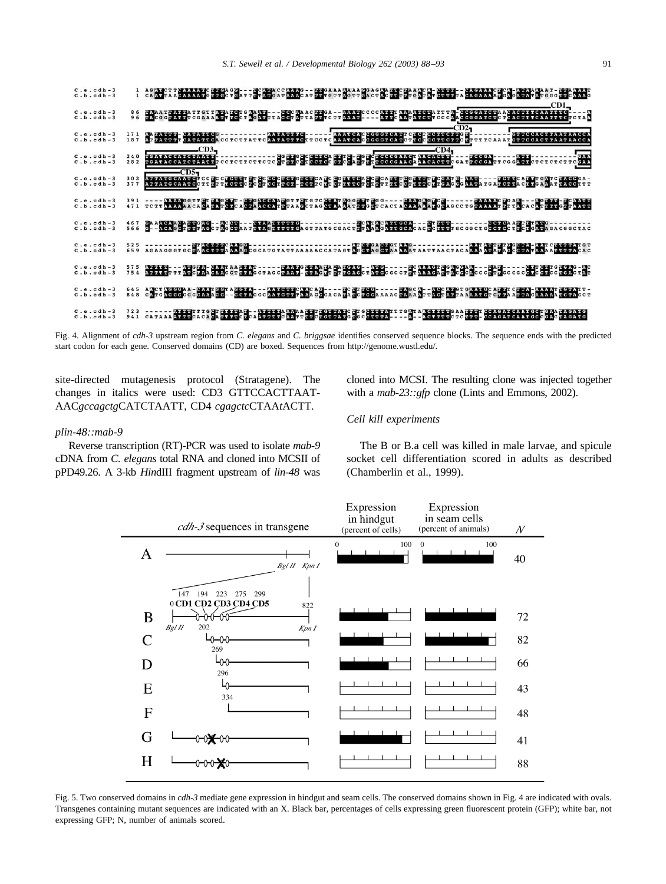Fig. 4. Alignment of *cdh-3* upstream region from *C. elegans* and *C. briggsae* identifies conserved sequence blocks. The sequence ends with the predicted start codon for each gene. Conserved domains (CD) are boxed. Sequences from http://genome.wustl.edu/.

site-directed mutagenesis protocol (Stratagene). The changes in italics were used: CD3 GTTCCACTTAAT-AAC*gccagctg*CATCTAATT, CD4 *cgagctc*CTAA*t*ACTT.

### *plin-48::mab-9*

Reverse transcription (RT)-PCR was used to isolate *mab-9* cDNA from *C. elegans* total RNA and cloned into MCSII of pPD49.26. A 3-kb *Hin*dIII fragment upstream of *lin-48* was cloned into MCSI. The resulting clone was injected together with a *mab-23::gfp* clone (Lints and Emmons, 2002).

### Cell kill experiments

The B or B.a cell was killed in male larvae, and spicule socket cell differentiation scored in adults as described (Chamberlin et al., 1999).

Fig. 5. Two conserved domains in *cdh-3* mediate gene expression in hindgut and seam cells. The conserved domains shown in Fig. 4 are indicated with ovals. Transgenes containing mutant sequences are indicated with an X. Black bar, percentages of cells expressing green fluorescent protein (GFP); white bar, not expressing GFP; N, number of animals scored.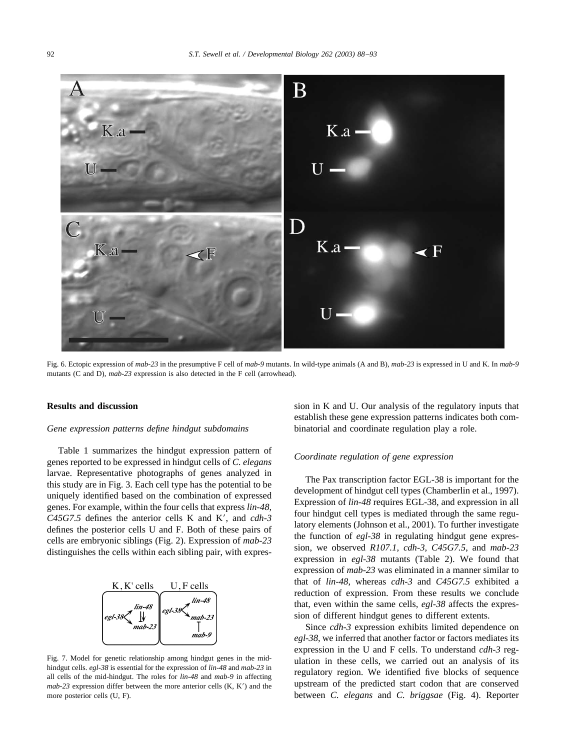Fig. 6. Ectopic expression of *mab-23* in the presumptive F cell of *mab-9* mutants. In wild-type animals (A and B), *mab-23* is expressed in U and K. In *mab-9* mutants (C and D), *mab-23* expression is also detected in the F cell (arrowhead).

## Results and discussion

### *Gene expression patterns define hindgut subdomains*

Table 1 summarizes the hindgut expression pattern of genes reported to be expressed in hindgut cells of *C. elegans* larvae. Representative photographs of genes analyzed in this study are in Fig. 3. Each cell type has the potential to be uniquely identified based on the combination of expressed genes. For example, within the four cells that express *lin-48*, *C45G7.5* defines the anterior cells K and K′, and *cdh-3* defines the posterior cells U and F. Both of these pairs of cells are embryonic siblings (Fig. 2). Expression of *mab-23* distinguishes the cells within each sibling pair, with expression in K and U. Our analysis of the regulatory inputs that establish these gene expression patterns indicates both combinatorial and coordinate regulation play a role.

Fig. 7. Model for genetic relationship among hindgut genes in the mid-hindgut cells. *egl-38* is essential for the expression of *lin-48* and *mab-23* in all cells of the mid-hindgut. The roles for *lin-48* and *mab-9* in affecting *mab-23* expression differ between the more anterior cells (K, K′) and the more posterior cells (U, F).

### *Coordinate regulation of gene expression*

The Pax transcription factor EGL-38 is important for the development of hindgut cell types (Chamberlin et al., 1997). Expression of *lin-48* requires EGL-38, and expression in all four hindgut cell types is mediated through the same regulatory elements (Johnson et al., 2001). To further investigate the function of *egl-38* in regulating hindgut gene expression, we observed *R107.1*, *cdh-3*, *C45G7.5*, and *mab-23* expression in *egl-38* mutants (Table 2). We found that expression of *mab-23* was eliminated in a manner similar to that of *lin-48*, whereas *cdh-3* and *C45G7.5* exhibited a reduction of expression. From these results we conclude that, even within the same cells, *egl-38* affects the expression of different hindgut genes to different extents.

Since *cdh-3* expression exhibits limited dependence on *egl-38*, we inferred that another factor or factors mediates its expression in the U and F cells. To understand *cdh-3* regulation in these cells, we carried out an analysis of its regulatory region. We identified five blocks of sequence upstream of the predicted start codon that are conserved between *C. elegans* and *C. briggsae* (Fig. 4). Reporter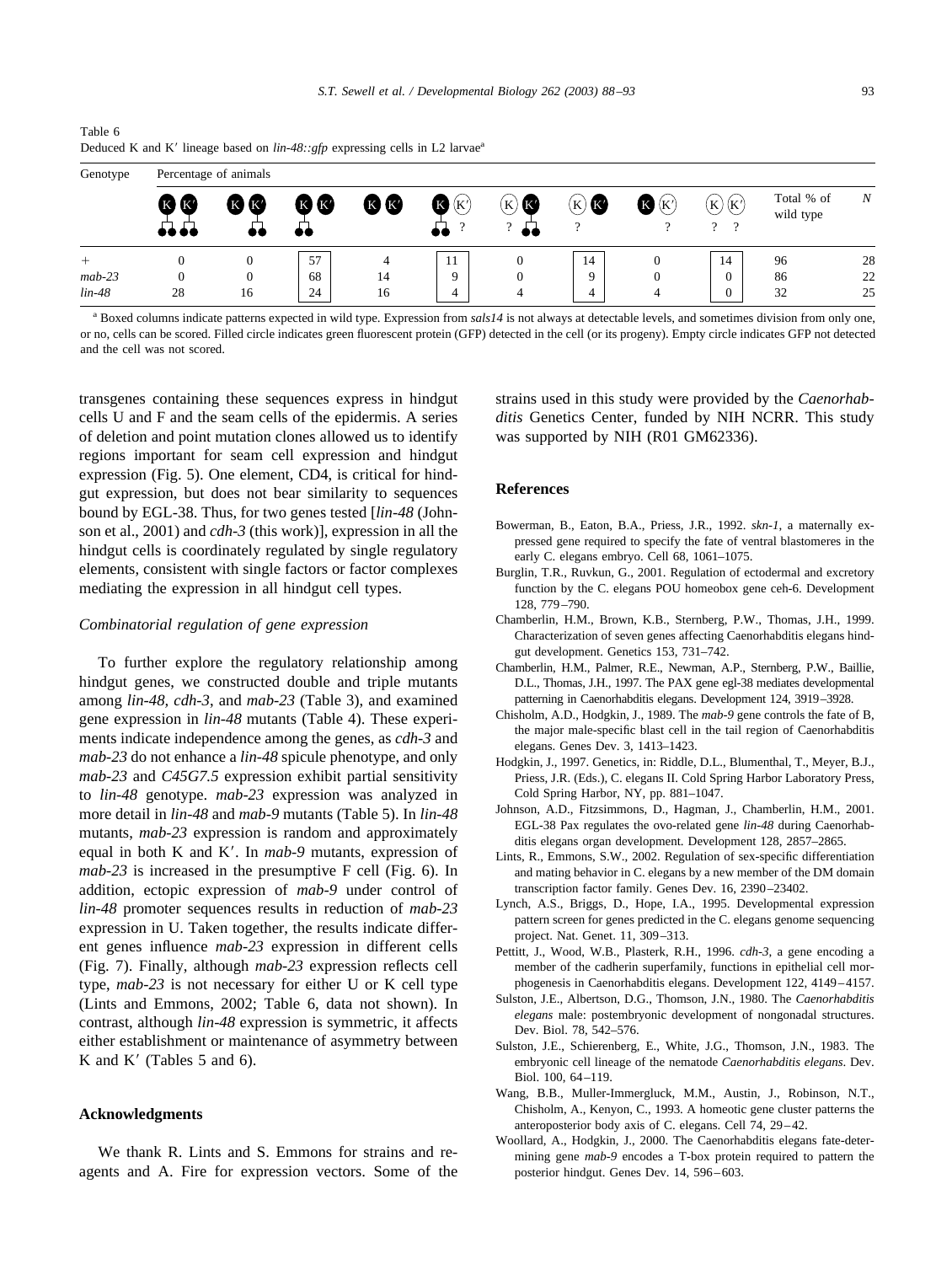Table 6
Deduced K and K′ lineage based on *lin-48::gfp* expressing cells in L2 larvae[a]

| Genotype | Percentage of animals | | | | | | | | | | |
|---|---|---|---|---|---|---|---|---|---|---|---|
| | K K′ (both divided, all 4 progeny GFP) | K K′ (K′ divided, 2 progeny GFP) | K K′ (K divided, 2 progeny GFP) | K K′ (both GFP, not divided) | K (K′) (K divided, K′ ?) | (K) K′ (K ?, K′ divided) | (K) K′ (K ?) | K (K′) (K′ ?) | (K) (K′) (? ?) | Total % of wild type | *N* |
| + | 0 | 0 | 57 | 4 | 11 | 0 | 14 | 0 | 14 | 96 | 28 |
| *mab-23* | 0 | 0 | 68 | 14 | 9 | 0 | 9 | 0 | 0 | 86 | 22 |
| *lin-48* | 28 | 16 | 24 | 16 | 4 | 4 | 4 | 4 | 0 | 32 | 25 |

[a] Boxed columns indicate patterns expected in wild type. Expression from *sals14* is not always at detectable levels, and sometimes division from only one, or no, cells can be scored. Filled circle indicates green fluorescent protein (GFP) detected in the cell (or its progeny). Empty circle indicates GFP not detected and the cell was not scored.

transgenes containing these sequences express in hindgut cells U and F and the seam cells of the epidermis. A series of deletion and point mutation clones allowed us to identify regions important for seam cell expression and hindgut expression (Fig. 5). One element, CD4, is critical for hindgut expression, but does not bear similarity to sequences bound by EGL-38. Thus, for two genes tested [*lin-48* (Johnson et al., 2001) and *cdh-3* (this work)], expression in all the hindgut cells is coordinately regulated by single regulatory elements, consistent with single factors or factor complexes mediating the expression in all hindgut cell types.

### *Combinatorial regulation of gene expression*

To further explore the regulatory relationship among hindgut genes, we constructed double and triple mutants among *lin-48, cdh-3*, and *mab-23* (Table 3), and examined gene expression in *lin-48* mutants (Table 4). These experiments indicate independence among the genes, as *cdh-3* and *mab-23* do not enhance a *lin-48* spicule phenotype, and only *mab-23* and *C45G7.5* expression exhibit partial sensitivity to *lin-48* genotype. *mab-23* expression was analyzed in more detail in *lin-48* and *mab-9* mutants (Table 5). In *lin-48* mutants, *mab-23* expression is random and approximately equal in both K and K′. In *mab-9* mutants, expression of *mab-23* is increased in the presumptive F cell (Fig. 6). In addition, ectopic expression of *mab-9* under control of *lin-48* promoter sequences results in reduction of *mab-23* expression in U. Taken together, the results indicate different genes influence *mab-23* expression in different cells (Fig. 7). Finally, although *mab-23* expression reflects cell type, *mab-23* is not necessary for either U or K cell type (Lints and Emmons, 2002; Table 6, data not shown). In contrast, although *lin-48* expression is symmetric, it affects either establishment or maintenance of asymmetry between K and K′ (Tables 5 and 6).

## Acknowledgments

We thank R. Lints and S. Emmons for strains and reagents and A. Fire for expression vectors. Some of the strains used in this study were provided by the *Caenorhabditis* Genetics Center, funded by NIH NCRR. This study was supported by NIH (R01 GM62336).

## References

Bowerman, B., Eaton, B.A., Priess, J.R., 1992. *skn-1*, a maternally expressed gene required to specify the fate of ventral blastomeres in the early C. elegans embryo. Cell 68, 1061–1075.

Burglin, T.R., Ruvkun, G., 2001. Regulation of ectodermal and excretory function by the C. elegans POU homeobox gene ceh-6. Development 128, 779–790.

Chamberlin, H.M., Brown, K.B., Sternberg, P.W., Thomas, J.H., 1999. Characterization of seven genes affecting Caenorhabditis elegans hindgut development. Genetics 153, 731–742.

Chamberlin, H.M., Palmer, R.E., Newman, A.P., Sternberg, P.W., Baillie, D.L., Thomas, J.H., 1997. The PAX gene egl-38 mediates developmental patterning in Caenorhabditis elegans. Development 124, 3919–3928.

Chisholm, A.D., Hodgkin, J., 1989. The *mab-9* gene controls the fate of B, the major male-specific blast cell in the tail region of Caenorhabditis elegans. Genes Dev. 3, 1413–1423.

Hodgkin, J., 1997. Genetics, in: Riddle, D.L., Blumenthal, T., Meyer, B.J., Priess, J.R. (Eds.), C. elegans II. Cold Spring Harbor Laboratory Press, Cold Spring Harbor, NY, pp. 881–1047.

Johnson, A.D., Fitzsimmons, D., Hagman, J., Chamberlin, H.M., 2001. EGL-38 Pax regulates the ovo-related gene *lin-48* during Caenorhabditis elegans organ development. Development 128, 2857–2865.

Lints, R., Emmons, S.W., 2002. Regulation of sex-specific differentiation and mating behavior in C. elegans by a new member of the DM domain transcription factor family. Genes Dev. 16, 2390–23402.

Lynch, A.S., Briggs, D., Hope, I.A., 1995. Developmental expression pattern screen for genes predicted in the C. elegans genome sequencing project. Nat. Genet. 11, 309–313.

Pettitt, J., Wood, W.B., Plasterk, R.H., 1996. *cdh-3*, a gene encoding a member of the cadherin superfamily, functions in epithelial cell morphogenesis in Caenorhabditis elegans. Development 122, 4149–4157.

Sulston, J.E., Albertson, D.G., Thomson, J.N., 1980. The *Caenorhabditis elegans* male: postembryonic development of nongonadal structures. Dev. Biol. 78, 542–576.

Sulston, J.E., Schierenberg, E., White, J.G., Thomson, J.N., 1983. The embryonic cell lineage of the nematode *Caenorhabditis elegans*. Dev. Biol. 100, 64–119.

Wang, B.B., Muller-Immergluck, M.M., Austin, J., Robinson, N.T., Chisholm, A., Kenyon, C., 1993. A homeotic gene cluster patterns the anteroposterior body axis of C. elegans. Cell 74, 29–42.

Woollard, A., Hodgkin, J., 2000. The Caenorhabditis elegans fate-determining gene *mab-9* encodes a T-box protein required to pattern the posterior hindgut. Genes Dev. 14, 596–603.